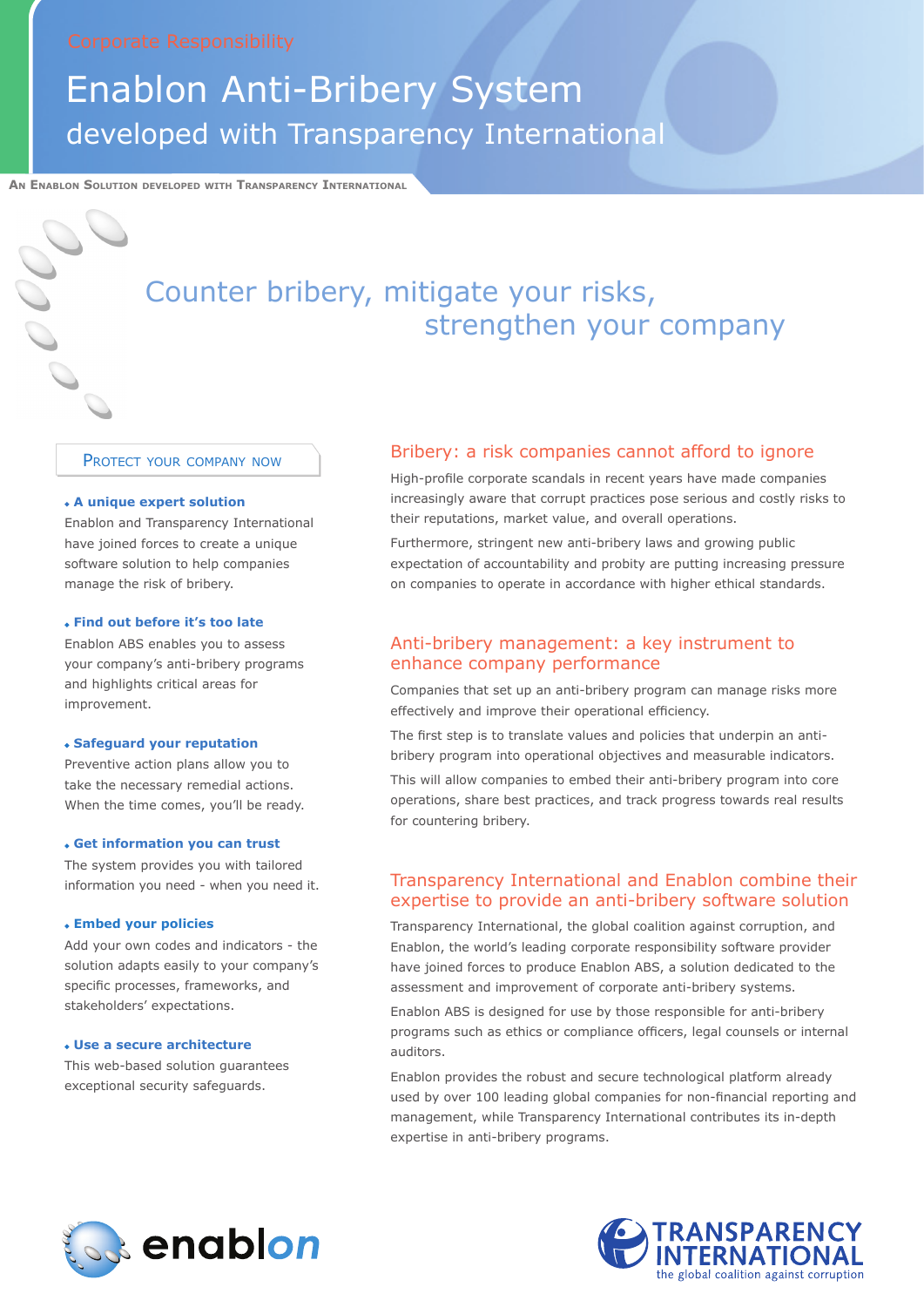Corporate Responsibility

# Enablon Anti-Bribery System
## developed with Transparency International

AN ENABLON SOLUTION DEVELOPED WITH TRANSPARENCY INTERNATIONAL

## Counter bribery, mitigate your risks, strengthen your company

### PROTECT YOUR COMPANY NOW

**A unique expert solution**
Enablon and Transparency International have joined forces to create a unique software solution to help companies manage the risk of bribery.

**Find out before it's too late**
Enablon ABS enables you to assess your company's anti-bribery programs and highlights critical areas for improvement.

**Safeguard your reputation**
Preventive action plans allow you to take the necessary remedial actions. When the time comes, you'll be ready.

**Get information you can trust**
The system provides you with tailored information you need - when you need it.

**Embed your policies**
Add your own codes and indicators - the solution adapts easily to your company's specific processes, frameworks, and stakeholders' expectations.

**Use a secure architecture**
This web-based solution guarantees exceptional security safeguards.

### Bribery: a risk companies cannot afford to ignore

High-profile corporate scandals in recent years have made companies increasingly aware that corrupt practices pose serious and costly risks to their reputations, market value, and overall operations.

Furthermore, stringent new anti-bribery laws and growing public expectation of accountability and probity are putting increasing pressure on companies to operate in accordance with higher ethical standards.

### Anti-bribery management: a key instrument to enhance company performance

Companies that set up an anti-bribery program can manage risks more effectively and improve their operational efficiency.

The first step is to translate values and policies that underpin an anti-bribery program into operational objectives and measurable indicators.

This will allow companies to embed their anti-bribery program into core operations, share best practices, and track progress towards real results for countering bribery.

### Transparency International and Enablon combine their expertise to provide an anti-bribery software solution

Transparency International, the global coalition against corruption, and Enablon, the world's leading corporate responsibility software provider have joined forces to produce Enablon ABS, a solution dedicated to the assessment and improvement of corporate anti-bribery systems.

Enablon ABS is designed for use by those responsible for anti-bribery programs such as ethics or compliance officers, legal counsels or internal auditors.

Enablon provides the robust and secure technological platform already used by over 100 leading global companies for non-financial reporting and management, while Transparency International contributes its in-depth expertise in anti-bribery programs.

enablon

TRANSPARENCY INTERNATIONAL
the global coalition against corruption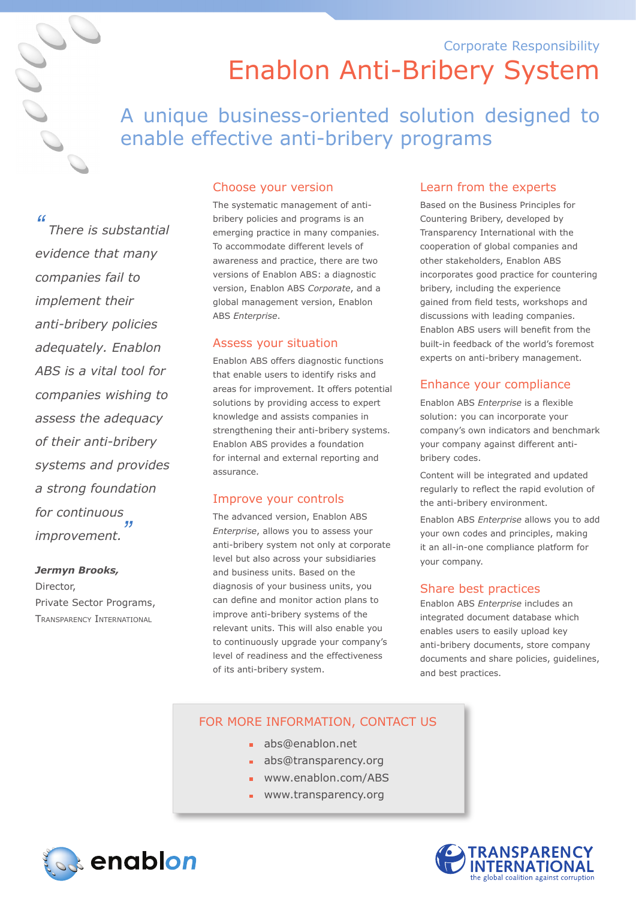Corporate Responsibility

# Enablon Anti-Bribery System

## A unique business-oriented solution designed to enable effective anti-bribery programs

> *"There is substantial evidence that many companies fail to implement their anti-bribery policies adequately. Enablon ABS is a vital tool for companies wishing to assess the adequacy of their anti-bribery systems and provides a strong foundation for continuous improvement."*
>
> ***Jermyn Brooks,***
> Director,
> Private Sector Programs,
> Transparency International

### Choose your version

The systematic management of anti-bribery policies and programs is an emerging practice in many companies. To accommodate different levels of awareness and practice, there are two versions of Enablon ABS: a diagnostic version, Enablon ABS *Corporate*, and a global management version, Enablon ABS *Enterprise*.

### Assess your situation

Enablon ABS offers diagnostic functions that enable users to identify risks and areas for improvement. It offers potential solutions by providing access to expert knowledge and assists companies in strengthening their anti-bribery systems. Enablon ABS provides a foundation for internal and external reporting and assurance.

### Improve your controls

The advanced version, Enablon ABS *Enterprise*, allows you to assess your anti-bribery system not only at corporate level but also across your subsidiaries and business units. Based on the diagnosis of your business units, you can define and monitor action plans to improve anti-bribery systems of the relevant units. This will also enable you to continuously upgrade your company's level of readiness and the effectiveness of its anti-bribery system.

### Learn from the experts

Based on the Business Principles for Countering Bribery, developed by Transparency International with the cooperation of global companies and other stakeholders, Enablon ABS incorporates good practice for countering bribery, including the experience gained from field tests, workshops and discussions with leading companies. Enablon ABS users will benefit from the built-in feedback of the world's foremost experts on anti-bribery management.

### Enhance your compliance

Enablon ABS *Enterprise* is a flexible solution: you can incorporate your company's own indicators and benchmark your company against different anti-bribery codes.

Content will be integrated and updated regularly to reflect the rapid evolution of the anti-bribery environment.

Enablon ABS *Enterprise* allows you to add your own codes and principles, making it an all-in-one compliance platform for your company.

### Share best practices

Enablon ABS *Enterprise* includes an integrated document database which enables users to easily upload key anti-bribery documents, store company documents and share policies, guidelines, and best practices.

### FOR MORE INFORMATION, CONTACT US

- abs@enablon.net
- abs@transparency.org
- www.enablon.com/ABS
- www.transparency.org

enablon

TRANSPARENCY INTERNATIONAL
the global coalition against corruption